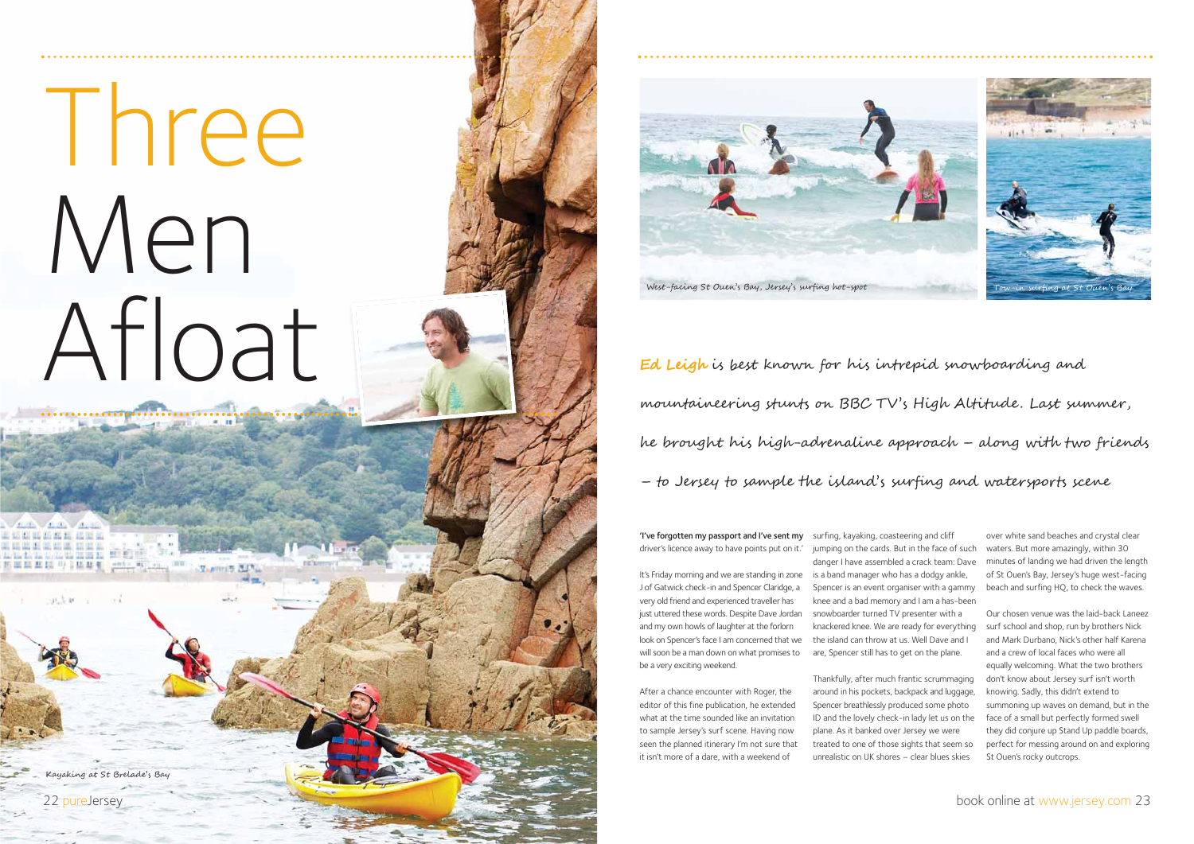# Three Men Afloat

Kayaking at St Brelade's Bay

West-facing St Ouen's Bay, Jersey's surfing hot-spot

Tow-in surfing at St Ouen's Bay

*Ed Leigh is best known for his intrepid snowboarding and mountaineering stunts on BBC TV's High Altitude. Last summer, he brought his high-adrenaline approach – along with two friends – to Jersey to sample the island's surfing and watersports scene*

**'I've forgotten my passport and I've sent my** driver's licence away to have points put on it.'

It's Friday morning and we are standing in zone J of Gatwick check-in and Spencer Claridge, a very old friend and experienced traveller has just uttered these words. Despite Dave Jordan and my own howls of laughter at the forlorn look on Spencer's face I am concerned that we will soon be a man down on what promises to be a very exciting weekend.

After a chance encounter with Roger, the editor of this fine publication, he extended what at the time sounded like an invitation to sample Jersey's surf scene. Having now seen the planned itinerary I'm not sure that it isn't more of a dare, with a weekend of surfing, kayaking, coasteering and cliff jumping on the cards. But in the face of such danger I have assembled a crack team: Dave is a band manager who has a dodgy ankle, Spencer is an event organiser with a gammy knee and a bad memory and I am a has-been snowboarder turned TV presenter with a knackered knee. We are ready for everything the island can throw at us. Well Dave and I are, Spencer still has to get on the plane.

Thankfully, after much frantic scrummaging around in his pockets, backpack and luggage, Spencer breathlessly produced some photo ID and the lovely check-in lady let us on the plane. As it banked over Jersey we were treated to one of those sights that seem so unrealistic on UK shores – clear blues skies over white sand beaches and crystal clear waters. But more amazingly, within 30 minutes of landing we had driven the length of St Ouen's Bay, Jersey's huge west-facing beach and surfing HQ, to check the waves.

Our chosen venue was the laid-back Laneez surf school and shop, run by brothers Nick and Mark Durbano, Nick's other half Karena and a crew of local faces who were all equally welcoming. What the two brothers don't know about Jersey surf isn't worth knowing. Sadly, this didn't extend to summoning up waves on demand, but in the face of a small but perfectly formed swell they did conjure up Stand Up paddle boards, perfect for messing around on and exploring St Ouen's rocky outcrops.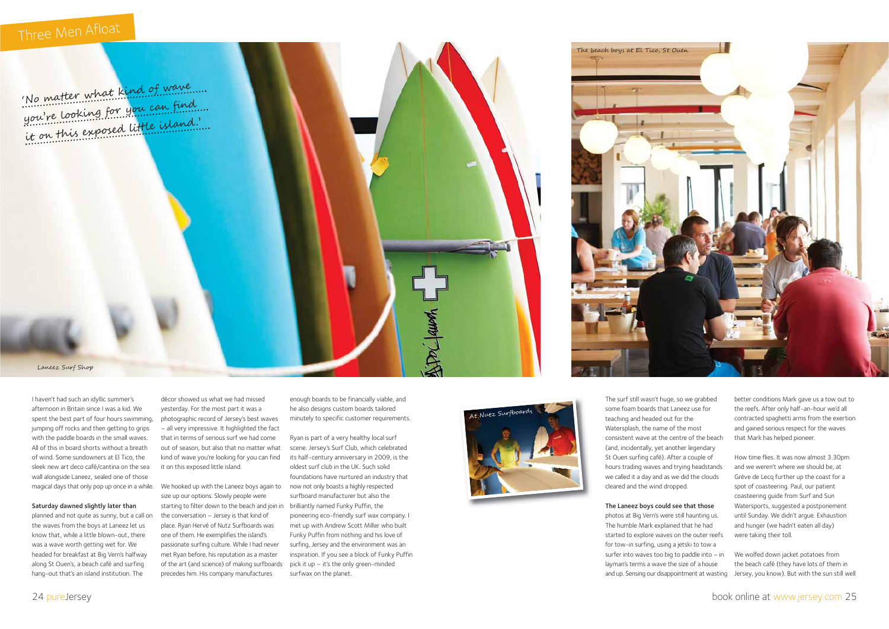# Three Men Afloat

'No matter what kind of wave you're looking for you can find it on this exposed little island.'

Laneez Surf Shop

The beach boys at El Tico, St Ouen

At Nutz Surfboards

I haven't had such an idyllic summer's afternoon in Britain since I was a kid. We spent the best part of four hours swimming, jumping off rocks and then getting to grips with the paddle boards in the small waves. All of this in board shorts without a breath of wind. Some sundowners at El Tico, the sleek new art deco café/cantina on the sea wall alongside Laneez, sealed one of those magical days that only pop up once in a while.

**Saturday dawned slightly later than** planned and not quite as sunny, but a call on the waves from the boys at Laneez let us know that, while a little blown-out, there was a wave worth getting wet for. We headed for breakfast at Big Vern's halfway along St Ouen's, a beach café and surfing hang-out that's an island institution. The décor showed us what we had missed yesterday. For the most part it was a photographic record of Jersey's best waves – all very impressive. It highlighted the fact that in terms of serious surf we had come out of season, but also that no matter what kind of wave you're looking for you can find it on this exposed little island.

We hooked up with the Laneez boys again to size up our options. Slowly people were starting to filter down to the beach and join in the conversation – Jersey is that kind of place. Ryan Hervé of Nutz Surfboards was one of them. He exemplifies the island's passionate surfing culture. While I had never met Ryan before, his reputation as a master of the art (and science) of making surfboards precedes him. His company manufactures enough boards to be financially viable, and he also designs custom boards tailored minutely to specific customer requirements.

Ryan is part of a very healthy local surf scene. Jersey's Surf Club, which celebrated its half-century anniversary in 2009, is the oldest surf club in the UK. Such solid foundations have nurtured an industry that now not only boasts a highly respected surfboard manufacturer but also the brilliantly named Funky Puffin, the pioneering eco-friendly surf wax company. I met up with Andrew Scott Miller who built Funky Puffin from nothing and his love of surfing, Jersey and the environment was an inspiration. If you see a block of Funky Puffin pick it up – it's the only green-minded surfwax on the planet.

The surf still wasn't huge, so we grabbed some foam boards that Laneez use for teaching and headed out for the Watersplash, the name of the most consistent wave at the centre of the beach (and, incidentally, yet another legendary St Ouen surfing café). After a couple of hours trading waves and trying headstands we called it a day and as we did the clouds cleared and the wind dropped.

**The Laneez boys could see that those** photos at Big Vern's were still haunting us. The humble Mark explained that he had started to explore waves on the outer reefs for tow-in surfing, using a jetski to tow a surfer into waves too big to paddle into – in layman's terms a wave the size of a house and up. Sensing our disappointment at wasting better conditions Mark gave us a tow out to the reefs. After only half-an-hour we'd all contracted spaghetti arms from the exertion and gained serious respect for the waves that Mark has helped pioneer.

How time flies. It was now almost 3.30pm and we weren't where we should be, at Grève de Lecq further up the coast for a spot of coasteering. Paul, our patient coasteering guide from Surf and Sun Watersports, suggested a postponement until Sunday. We didn't argue. Exhaustion and hunger (we hadn't eaten all day) were taking their toll.

We wolfed down jacket potatoes from the beach café (they have lots of them in Jersey, you know). But with the sun still well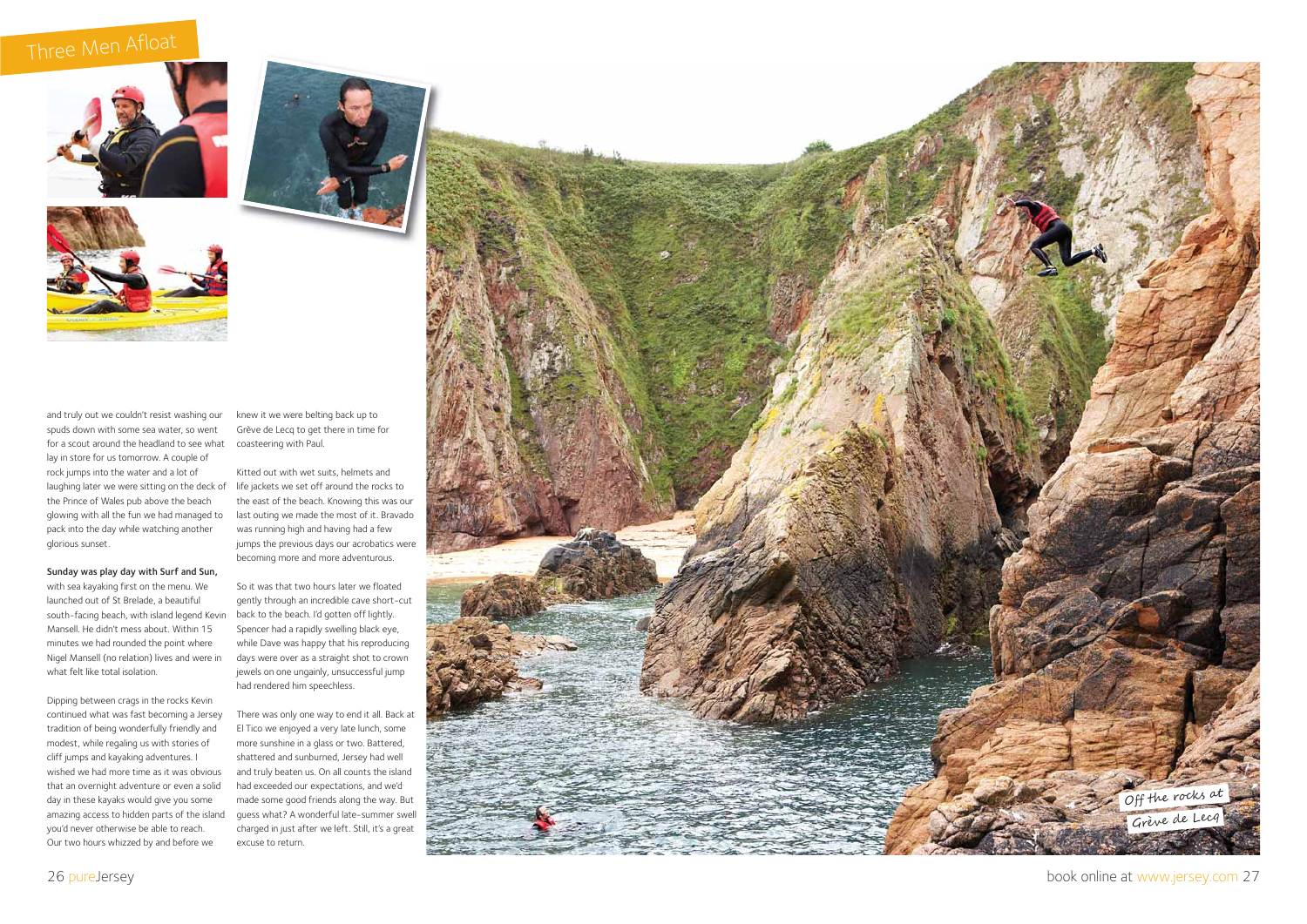and truly out we couldn't resist washing our spuds down with some sea water, so went for a scout around the headland to see what lay in store for us tomorrow. A couple of rock jumps into the water and a lot of laughing later we were sitting on the deck of the Prince of Wales pub above the beach glowing with all the fun we had managed to pack into the day while watching another glorious sunset.

**Sunday was play day with Surf and Sun,** with sea kayaking first on the menu. We launched out of St Brelade, a beautiful south-facing beach, with island legend Kevin Mansell. He didn't mess about. Within 15 minutes we had rounded the point where Nigel Mansell (no relation) lives and were in what felt like total isolation.

Dipping between crags in the rocks Kevin continued what was fast becoming a Jersey tradition of being wonderfully friendly and modest, while regaling us with stories of cliff jumps and kayaking adventures. I wished we had more time as it was obvious that an overnight adventure or even a solid day in these kayaks would give you some amazing access to hidden parts of the island you'd never otherwise be able to reach. Our two hours whizzed by and before we knew it we were belting back up to Grève de Lecq to get there in time for coasteering with Paul.

Kitted out with wet suits, helmets and life jackets we set off around the rocks to the east of the beach. Knowing this was our last outing we made the most of it. Bravado was running high and having had a few jumps the previous days our acrobatics were becoming more and more adventurous.

So it was that two hours later we floated gently through an incredible cave short-cut back to the beach. I'd gotten off lightly. Spencer had a rapidly swelling black eye, while Dave was happy that his reproducing days were over as a straight shot to crown jewels on one ungainly, unsuccessful jump had rendered him speechless.

There was only one way to end it all. Back at El Tico we enjoyed a very late lunch, some more sunshine in a glass or two. Battered, shattered and sunburned, Jersey had well and truly beaten us. On all counts the island had exceeded our expectations, and we'd made some good friends along the way. But guess what? A wonderful late-summer swell charged in just after we left. Still, it's a great excuse to return.

Off the rocks at Grève de Lecq